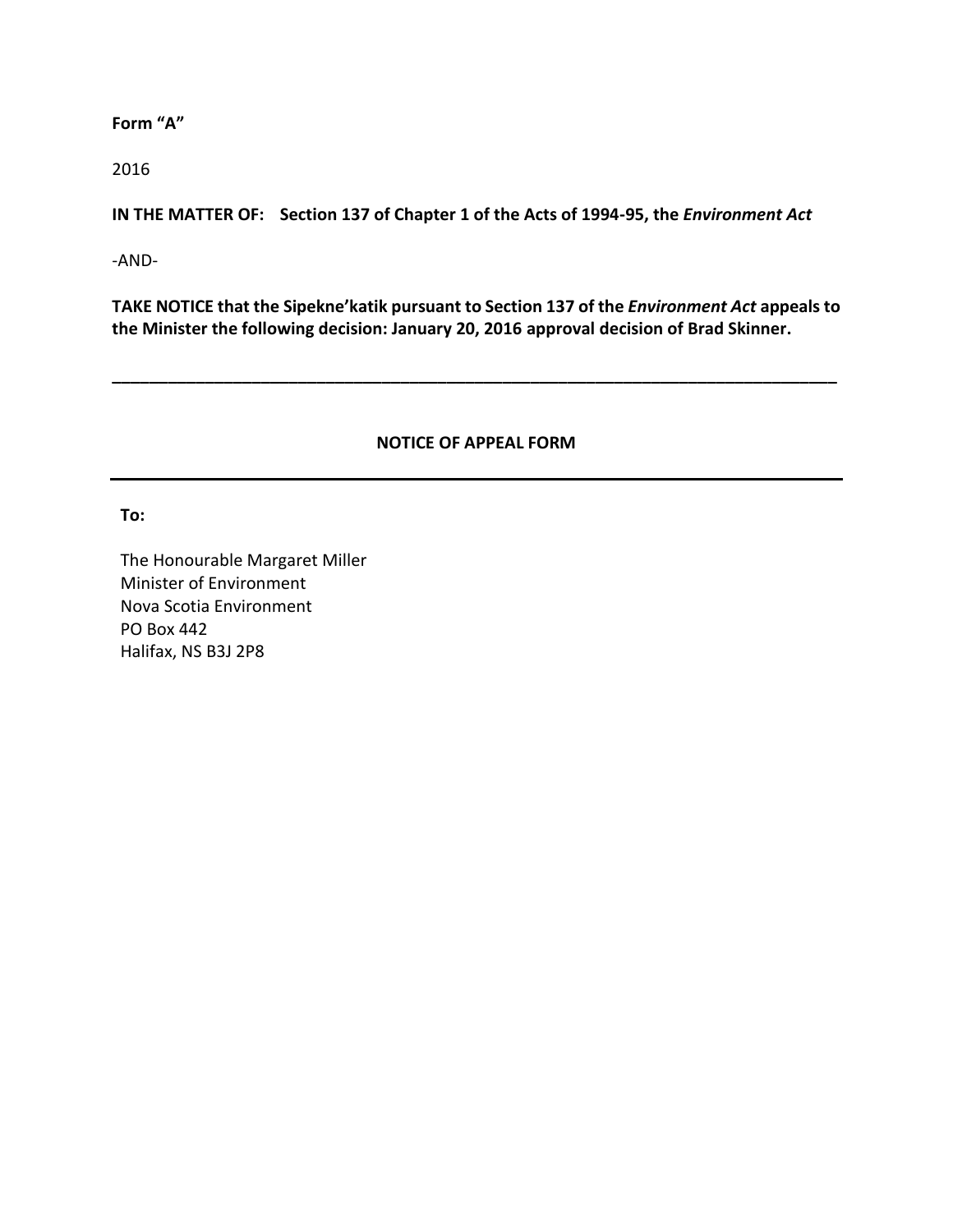**Form “A”**

2016

**IN THE MATTER OF: Section 137 of Chapter 1 of the Acts of 1994-95, the *Environment Act***

-AND-

**TAKE NOTICE that the Sipekne’katik pursuant to Section 137 of the *Environment Act* appeals to the Minister the following decision: January 20, 2016 approval decision of Brad Skinner.**

---

**NOTICE OF APPEAL FORM**

---

**To:**

The Honourable Margaret Miller
Minister of Environment
Nova Scotia Environment
PO Box 442
Halifax, NS B3J 2P8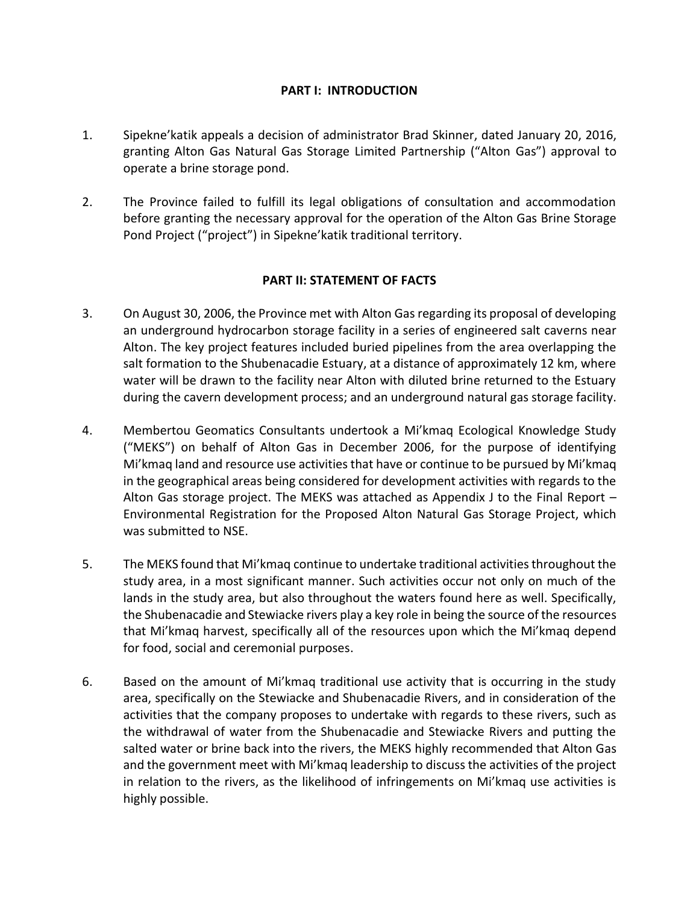## PART I: INTRODUCTION

1. Sipekne'katik appeals a decision of administrator Brad Skinner, dated January 20, 2016, granting Alton Gas Natural Gas Storage Limited Partnership ("Alton Gas") approval to operate a brine storage pond.

2. The Province failed to fulfill its legal obligations of consultation and accommodation before granting the necessary approval for the operation of the Alton Gas Brine Storage Pond Project ("project") in Sipekne'katik traditional territory.

## PART II: STATEMENT OF FACTS

3. On August 30, 2006, the Province met with Alton Gas regarding its proposal of developing an underground hydrocarbon storage facility in a series of engineered salt caverns near Alton. The key project features included buried pipelines from the area overlapping the salt formation to the Shubenacadie Estuary, at a distance of approximately 12 km, where water will be drawn to the facility near Alton with diluted brine returned to the Estuary during the cavern development process; and an underground natural gas storage facility.

4. Membertou Geomatics Consultants undertook a Mi'kmaq Ecological Knowledge Study ("MEKS") on behalf of Alton Gas in December 2006, for the purpose of identifying Mi'kmaq land and resource use activities that have or continue to be pursued by Mi'kmaq in the geographical areas being considered for development activities with regards to the Alton Gas storage project. The MEKS was attached as Appendix J to the Final Report – Environmental Registration for the Proposed Alton Natural Gas Storage Project, which was submitted to NSE.

5. The MEKS found that Mi'kmaq continue to undertake traditional activities throughout the study area, in a most significant manner. Such activities occur not only on much of the lands in the study area, but also throughout the waters found here as well. Specifically, the Shubenacadie and Stewiacke rivers play a key role in being the source of the resources that Mi'kmaq harvest, specifically all of the resources upon which the Mi'kmaq depend for food, social and ceremonial purposes.

6. Based on the amount of Mi'kmaq traditional use activity that is occurring in the study area, specifically on the Stewiacke and Shubenacadie Rivers, and in consideration of the activities that the company proposes to undertake with regards to these rivers, such as the withdrawal of water from the Shubenacadie and Stewiacke Rivers and putting the salted water or brine back into the rivers, the MEKS highly recommended that Alton Gas and the government meet with Mi'kmaq leadership to discuss the activities of the project in relation to the rivers, as the likelihood of infringements on Mi'kmaq use activities is highly possible.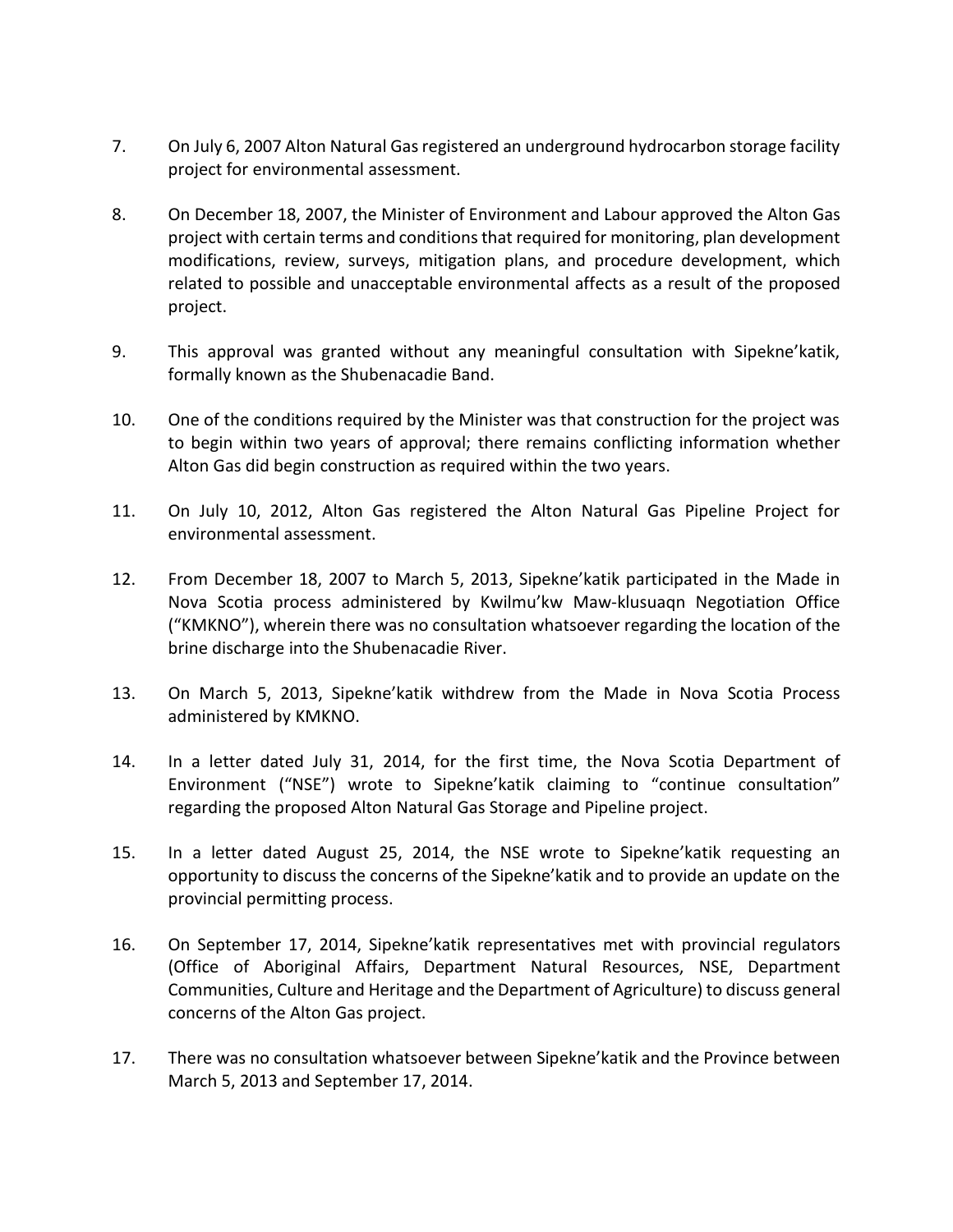7. On July 6, 2007 Alton Natural Gas registered an underground hydrocarbon storage facility project for environmental assessment.

8. On December 18, 2007, the Minister of Environment and Labour approved the Alton Gas project with certain terms and conditions that required for monitoring, plan development modifications, review, surveys, mitigation plans, and procedure development, which related to possible and unacceptable environmental affects as a result of the proposed project.

9. This approval was granted without any meaningful consultation with Sipekne'katik, formally known as the Shubenacadie Band.

10. One of the conditions required by the Minister was that construction for the project was to begin within two years of approval; there remains conflicting information whether Alton Gas did begin construction as required within the two years.

11. On July 10, 2012, Alton Gas registered the Alton Natural Gas Pipeline Project for environmental assessment.

12. From December 18, 2007 to March 5, 2013, Sipekne'katik participated in the Made in Nova Scotia process administered by Kwilmu'kw Maw-klusuaqn Negotiation Office ("KMKNO"), wherein there was no consultation whatsoever regarding the location of the brine discharge into the Shubenacadie River.

13. On March 5, 2013, Sipekne'katik withdrew from the Made in Nova Scotia Process administered by KMKNO.

14. In a letter dated July 31, 2014, for the first time, the Nova Scotia Department of Environment ("NSE") wrote to Sipekne'katik claiming to "continue consultation" regarding the proposed Alton Natural Gas Storage and Pipeline project.

15. In a letter dated August 25, 2014, the NSE wrote to Sipekne'katik requesting an opportunity to discuss the concerns of the Sipekne'katik and to provide an update on the provincial permitting process.

16. On September 17, 2014, Sipekne'katik representatives met with provincial regulators (Office of Aboriginal Affairs, Department Natural Resources, NSE, Department Communities, Culture and Heritage and the Department of Agriculture) to discuss general concerns of the Alton Gas project.

17. There was no consultation whatsoever between Sipekne'katik and the Province between March 5, 2013 and September 17, 2014.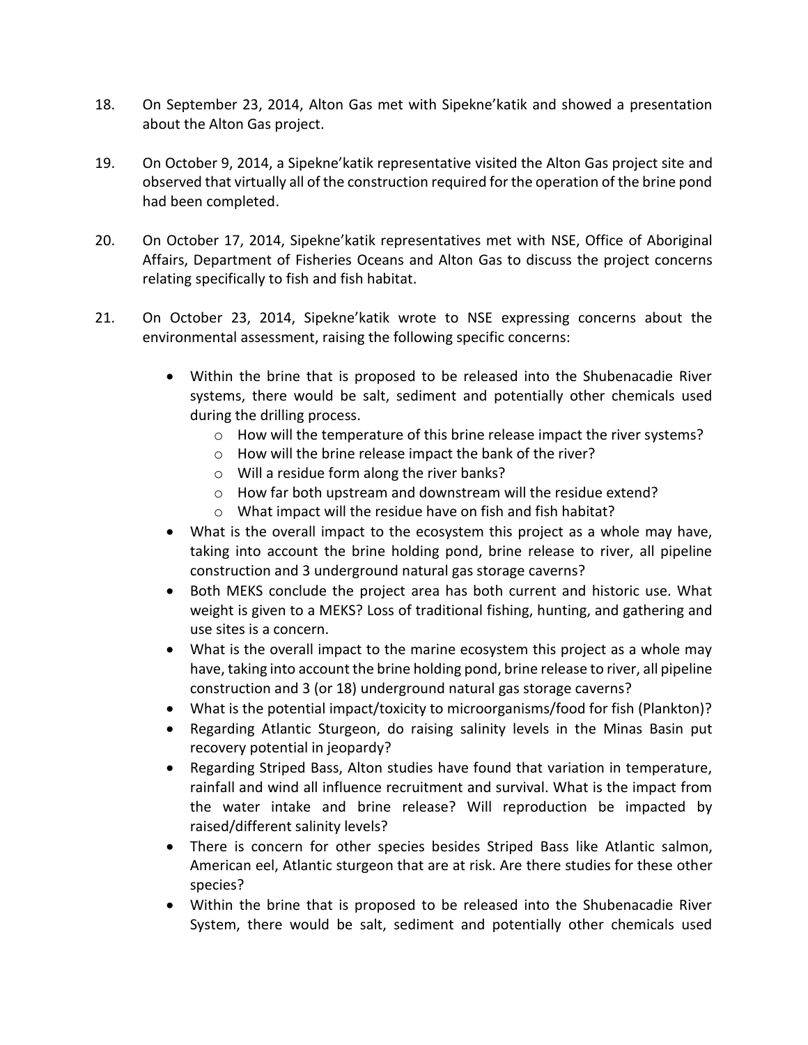18. On September 23, 2014, Alton Gas met with Sipekne'katik and showed a presentation about the Alton Gas project.

19. On October 9, 2014, a Sipekne'katik representative visited the Alton Gas project site and observed that virtually all of the construction required for the operation of the brine pond had been completed.

20. On October 17, 2014, Sipekne'katik representatives met with NSE, Office of Aboriginal Affairs, Department of Fisheries Oceans and Alton Gas to discuss the project concerns relating specifically to fish and fish habitat.

21. On October 23, 2014, Sipekne'katik wrote to NSE expressing concerns about the environmental assessment, raising the following specific concerns:

    - Within the brine that is proposed to be released into the Shubenacadie River systems, there would be salt, sediment and potentially other chemicals used during the drilling process.
        - How will the temperature of this brine release impact the river systems?
        - How will the brine release impact the bank of the river?
        - Will a residue form along the river banks?
        - How far both upstream and downstream will the residue extend?
        - What impact will the residue have on fish and fish habitat?
    - What is the overall impact to the ecosystem this project as a whole may have, taking into account the brine holding pond, brine release to river, all pipeline construction and 3 underground natural gas storage caverns?
    - Both MEKS conclude the project area has both current and historic use. What weight is given to a MEKS? Loss of traditional fishing, hunting, and gathering and use sites is a concern.
    - What is the overall impact to the marine ecosystem this project as a whole may have, taking into account the brine holding pond, brine release to river, all pipeline construction and 3 (or 18) underground natural gas storage caverns?
    - What is the potential impact/toxicity to microorganisms/food for fish (Plankton)?
    - Regarding Atlantic Sturgeon, do raising salinity levels in the Minas Basin put recovery potential in jeopardy?
    - Regarding Striped Bass, Alton studies have found that variation in temperature, rainfall and wind all influence recruitment and survival. What is the impact from the water intake and brine release? Will reproduction be impacted by raised/different salinity levels?
    - There is concern for other species besides Striped Bass like Atlantic salmon, American eel, Atlantic sturgeon that are at risk. Are there studies for these other species?
    - Within the brine that is proposed to be released into the Shubenacadie River System, there would be salt, sediment and potentially other chemicals used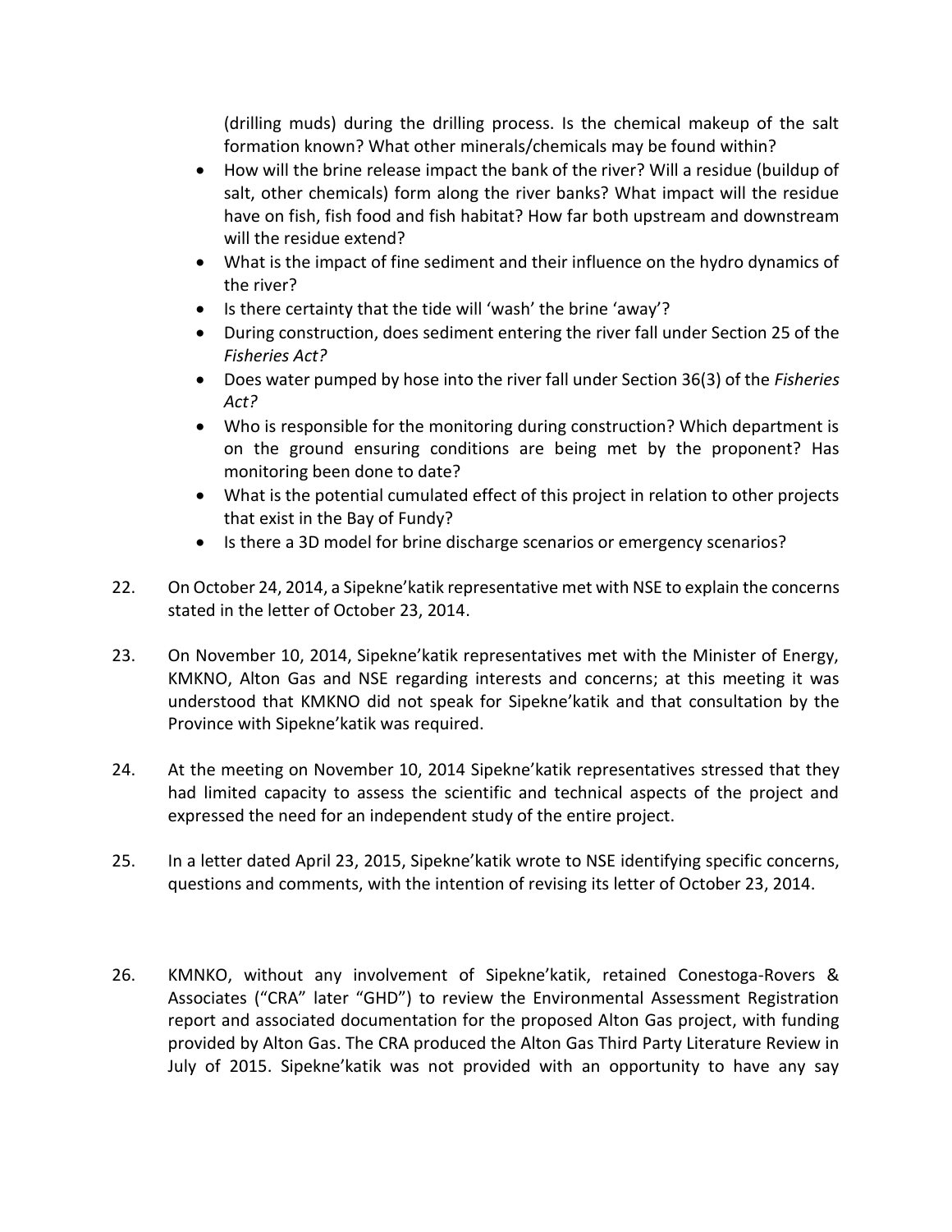(drilling muds) during the drilling process. Is the chemical makeup of the salt formation known? What other minerals/chemicals may be found within?

- How will the brine release impact the bank of the river? Will a residue (buildup of salt, other chemicals) form along the river banks? What impact will the residue have on fish, fish food and fish habitat? How far both upstream and downstream will the residue extend?
- What is the impact of fine sediment and their influence on the hydro dynamics of the river?
- Is there certainty that the tide will 'wash' the brine 'away'?
- During construction, does sediment entering the river fall under Section 25 of the *Fisheries Act?*
- Does water pumped by hose into the river fall under Section 36(3) of the *Fisheries Act?*
- Who is responsible for the monitoring during construction? Which department is on the ground ensuring conditions are being met by the proponent? Has monitoring been done to date?
- What is the potential cumulated effect of this project in relation to other projects that exist in the Bay of Fundy?
- Is there a 3D model for brine discharge scenarios or emergency scenarios?

22. On October 24, 2014, a Sipekne'katik representative met with NSE to explain the concerns stated in the letter of October 23, 2014.

23. On November 10, 2014, Sipekne'katik representatives met with the Minister of Energy, KMKNO, Alton Gas and NSE regarding interests and concerns; at this meeting it was understood that KMKNO did not speak for Sipekne'katik and that consultation by the Province with Sipekne'katik was required.

24. At the meeting on November 10, 2014 Sipekne'katik representatives stressed that they had limited capacity to assess the scientific and technical aspects of the project and expressed the need for an independent study of the entire project.

25. In a letter dated April 23, 2015, Sipekne'katik wrote to NSE identifying specific concerns, questions and comments, with the intention of revising its letter of October 23, 2014.

26. KMNKO, without any involvement of Sipekne'katik, retained Conestoga-Rovers & Associates ("CRA" later "GHD") to review the Environmental Assessment Registration report and associated documentation for the proposed Alton Gas project, with funding provided by Alton Gas. The CRA produced the Alton Gas Third Party Literature Review in July of 2015. Sipekne'katik was not provided with an opportunity to have any say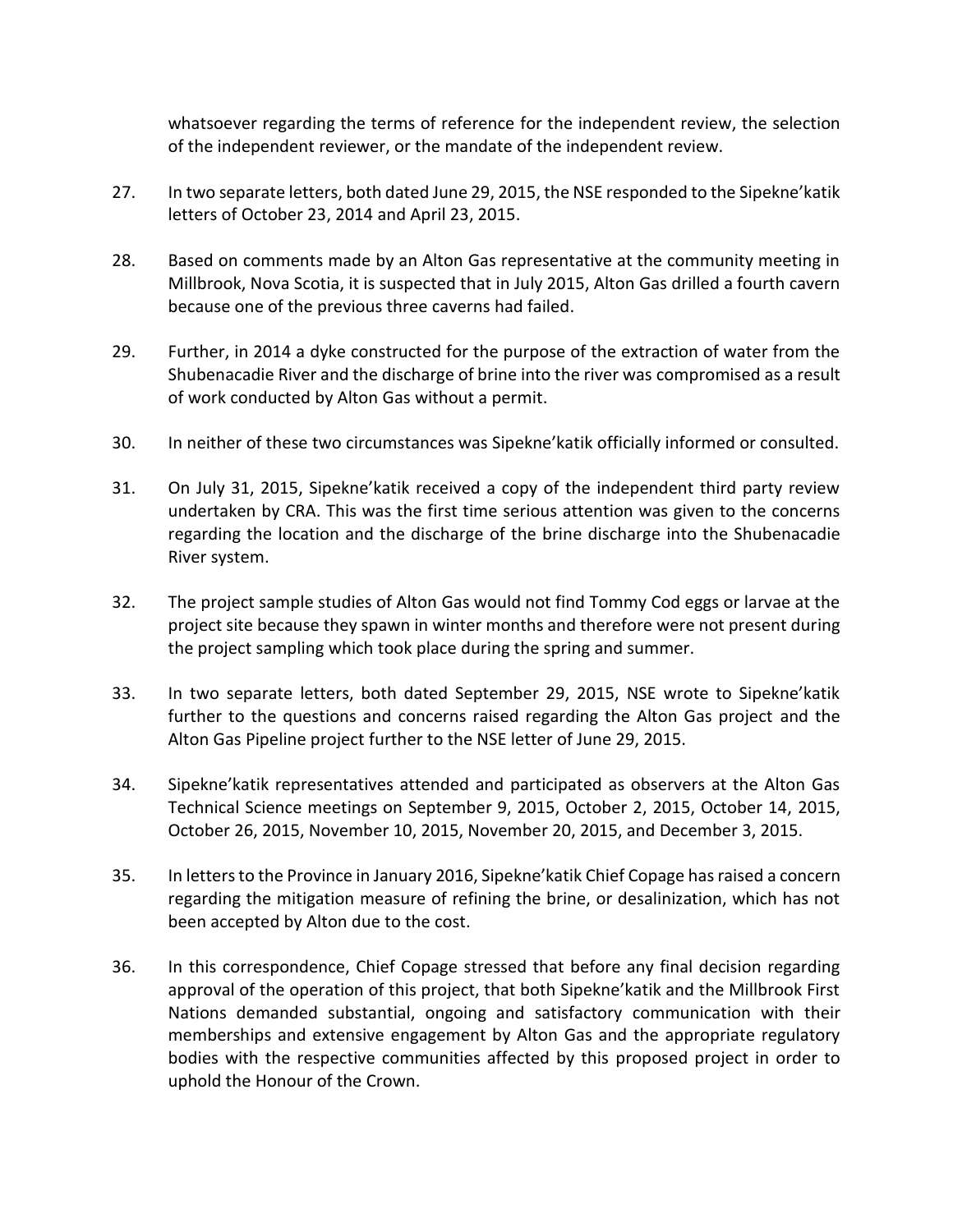whatsoever regarding the terms of reference for the independent review, the selection of the independent reviewer, or the mandate of the independent review.

27. In two separate letters, both dated June 29, 2015, the NSE responded to the Sipekne'katik letters of October 23, 2014 and April 23, 2015.

28. Based on comments made by an Alton Gas representative at the community meeting in Millbrook, Nova Scotia, it is suspected that in July 2015, Alton Gas drilled a fourth cavern because one of the previous three caverns had failed.

29. Further, in 2014 a dyke constructed for the purpose of the extraction of water from the Shubenacadie River and the discharge of brine into the river was compromised as a result of work conducted by Alton Gas without a permit.

30. In neither of these two circumstances was Sipekne'katik officially informed or consulted.

31. On July 31, 2015, Sipekne'katik received a copy of the independent third party review undertaken by CRA. This was the first time serious attention was given to the concerns regarding the location and the discharge of the brine discharge into the Shubenacadie River system.

32. The project sample studies of Alton Gas would not find Tommy Cod eggs or larvae at the project site because they spawn in winter months and therefore were not present during the project sampling which took place during the spring and summer.

33. In two separate letters, both dated September 29, 2015, NSE wrote to Sipekne'katik further to the questions and concerns raised regarding the Alton Gas project and the Alton Gas Pipeline project further to the NSE letter of June 29, 2015.

34. Sipekne'katik representatives attended and participated as observers at the Alton Gas Technical Science meetings on September 9, 2015, October 2, 2015, October 14, 2015, October 26, 2015, November 10, 2015, November 20, 2015, and December 3, 2015.

35. In letters to the Province in January 2016, Sipekne'katik Chief Copage has raised a concern regarding the mitigation measure of refining the brine, or desalinization, which has not been accepted by Alton due to the cost.

36. In this correspondence, Chief Copage stressed that before any final decision regarding approval of the operation of this project, that both Sipekne'katik and the Millbrook First Nations demanded substantial, ongoing and satisfactory communication with their memberships and extensive engagement by Alton Gas and the appropriate regulatory bodies with the respective communities affected by this proposed project in order to uphold the Honour of the Crown.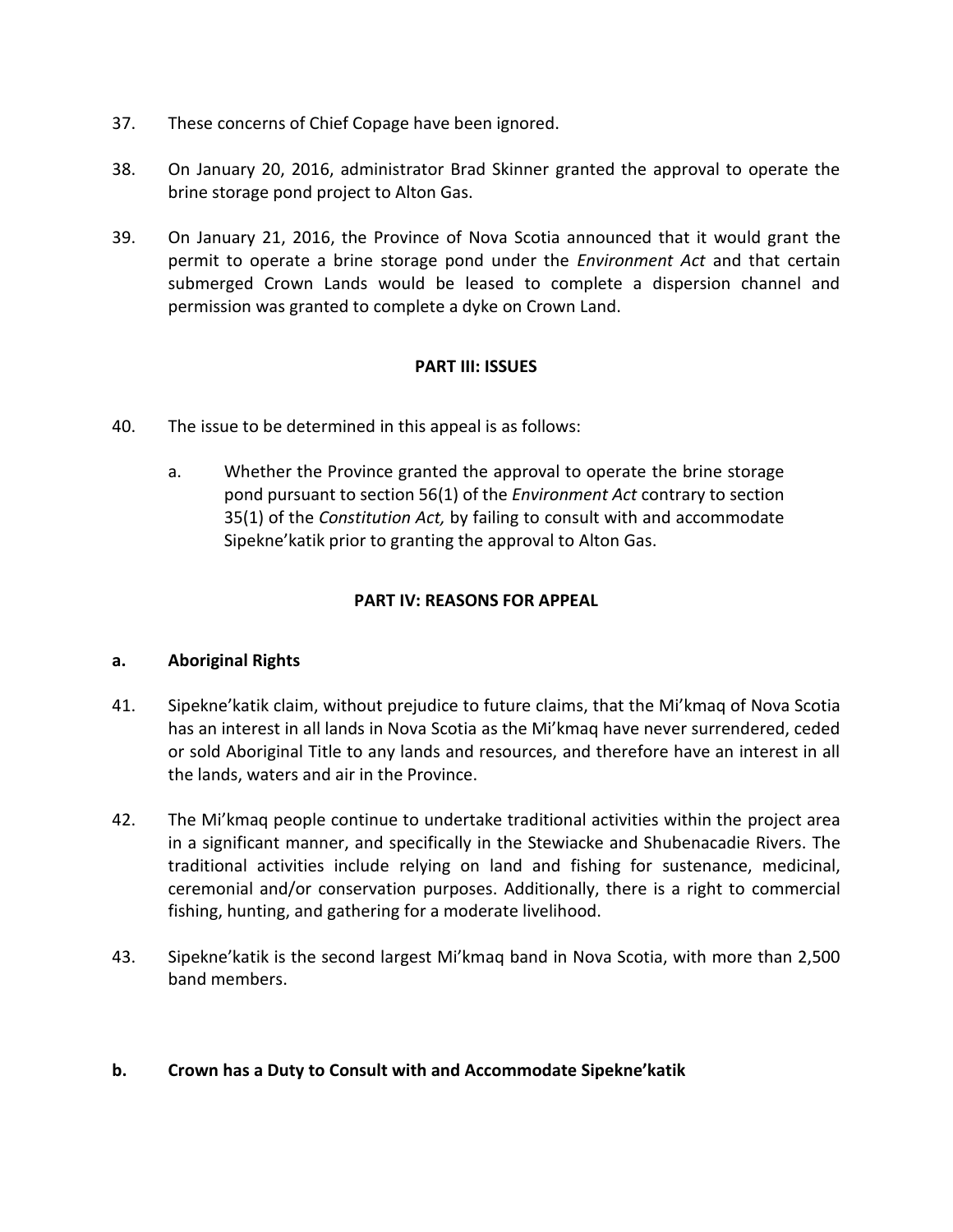37. These concerns of Chief Copage have been ignored.

38. On January 20, 2016, administrator Brad Skinner granted the approval to operate the brine storage pond project to Alton Gas.

39. On January 21, 2016, the Province of Nova Scotia announced that it would grant the permit to operate a brine storage pond under the *Environment Act* and that certain submerged Crown Lands would be leased to complete a dispersion channel and permission was granted to complete a dyke on Crown Land.

**PART III: ISSUES**

40. The issue to be determined in this appeal is as follows:

    a. Whether the Province granted the approval to operate the brine storage pond pursuant to section 56(1) of the *Environment Act* contrary to section 35(1) of the *Constitution Act,* by failing to consult with and accommodate Sipekne'katik prior to granting the approval to Alton Gas.

**PART IV: REASONS FOR APPEAL**

**a. Aboriginal Rights**

41. Sipekne'katik claim, without prejudice to future claims, that the Mi'kmaq of Nova Scotia has an interest in all lands in Nova Scotia as the Mi'kmaq have never surrendered, ceded or sold Aboriginal Title to any lands and resources, and therefore have an interest in all the lands, waters and air in the Province.

42. The Mi'kmaq people continue to undertake traditional activities within the project area in a significant manner, and specifically in the Stewiacke and Shubenacadie Rivers. The traditional activities include relying on land and fishing for sustenance, medicinal, ceremonial and/or conservation purposes. Additionally, there is a right to commercial fishing, hunting, and gathering for a moderate livelihood.

43. Sipekne'katik is the second largest Mi'kmaq band in Nova Scotia, with more than 2,500 band members.

**b. Crown has a Duty to Consult with and Accommodate Sipekne'katik**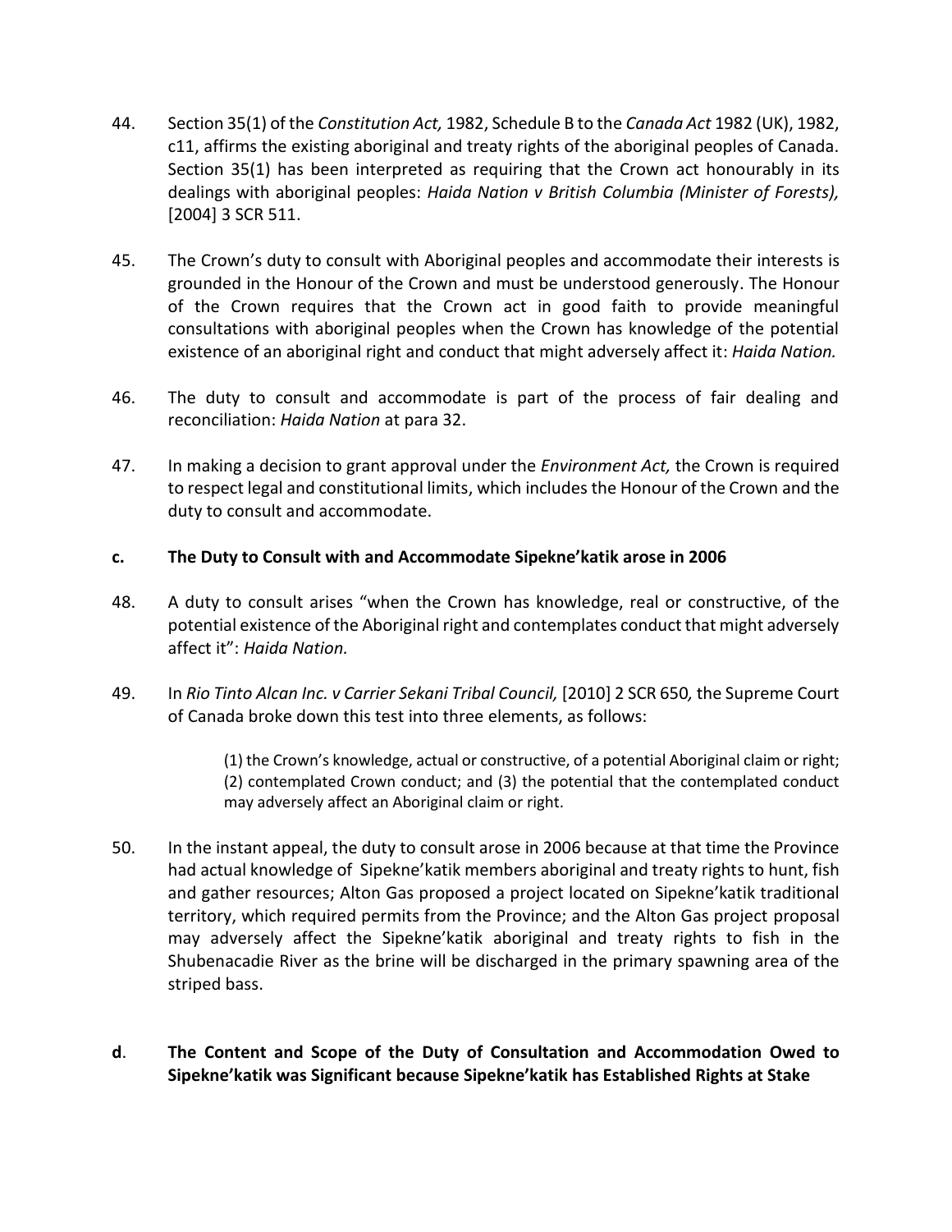44. Section 35(1) of the *Constitution Act,* 1982, Schedule B to the *Canada Act* 1982 (UK), 1982, c11, affirms the existing aboriginal and treaty rights of the aboriginal peoples of Canada. Section 35(1) has been interpreted as requiring that the Crown act honourably in its dealings with aboriginal peoples: *Haida Nation v British Columbia (Minister of Forests),* [2004] 3 SCR 511.

45. The Crown's duty to consult with Aboriginal peoples and accommodate their interests is grounded in the Honour of the Crown and must be understood generously. The Honour of the Crown requires that the Crown act in good faith to provide meaningful consultations with aboriginal peoples when the Crown has knowledge of the potential existence of an aboriginal right and conduct that might adversely affect it: *Haida Nation.*

46. The duty to consult and accommodate is part of the process of fair dealing and reconciliation: *Haida Nation* at para 32.

47. In making a decision to grant approval under the *Environment Act,* the Crown is required to respect legal and constitutional limits, which includes the Honour of the Crown and the duty to consult and accommodate.

**c. The Duty to Consult with and Accommodate Sipekne'katik arose in 2006**

48. A duty to consult arises "when the Crown has knowledge, real or constructive, of the potential existence of the Aboriginal right and contemplates conduct that might adversely affect it": *Haida Nation.*

49. In *Rio Tinto Alcan Inc. v Carrier Sekani Tribal Council,* [2010] 2 SCR 650*,* the Supreme Court of Canada broke down this test into three elements, as follows:

> (1) the Crown's knowledge, actual or constructive, of a potential Aboriginal claim or right; (2) contemplated Crown conduct; and (3) the potential that the contemplated conduct may adversely affect an Aboriginal claim or right.

50. In the instant appeal, the duty to consult arose in 2006 because at that time the Province had actual knowledge of Sipekne'katik members aboriginal and treaty rights to hunt, fish and gather resources; Alton Gas proposed a project located on Sipekne'katik traditional territory, which required permits from the Province; and the Alton Gas project proposal may adversely affect the Sipekne'katik aboriginal and treaty rights to fish in the Shubenacadie River as the brine will be discharged in the primary spawning area of the striped bass.

**d. The Content and Scope of the Duty of Consultation and Accommodation Owed to Sipekne'katik was Significant because Sipekne'katik has Established Rights at Stake**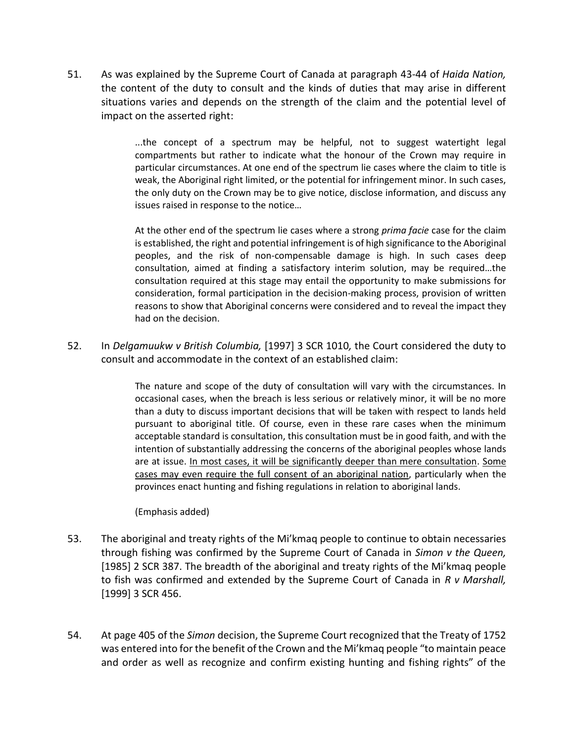51. As was explained by the Supreme Court of Canada at paragraph 43-44 of *Haida Nation,* the content of the duty to consult and the kinds of duties that may arise in different situations varies and depends on the strength of the claim and the potential level of impact on the asserted right:

> ...the concept of a spectrum may be helpful, not to suggest watertight legal compartments but rather to indicate what the honour of the Crown may require in particular circumstances. At one end of the spectrum lie cases where the claim to title is weak, the Aboriginal right limited, or the potential for infringement minor. In such cases, the only duty on the Crown may be to give notice, disclose information, and discuss any issues raised in response to the notice…
>
> At the other end of the spectrum lie cases where a strong *prima facie* case for the claim is established, the right and potential infringement is of high significance to the Aboriginal peoples, and the risk of non-compensable damage is high. In such cases deep consultation, aimed at finding a satisfactory interim solution, may be required…the consultation required at this stage may entail the opportunity to make submissions for consideration, formal participation in the decision-making process, provision of written reasons to show that Aboriginal concerns were considered and to reveal the impact they had on the decision.

52. In *Delgamuukw v British Columbia,* [1997] 3 SCR 1010*,* the Court considered the duty to consult and accommodate in the context of an established claim:

> The nature and scope of the duty of consultation will vary with the circumstances. In occasional cases, when the breach is less serious or relatively minor, it will be no more than a duty to discuss important decisions that will be taken with respect to lands held pursuant to aboriginal title. Of course, even in these rare cases when the minimum acceptable standard is consultation, this consultation must be in good faith, and with the intention of substantially addressing the concerns of the aboriginal peoples whose lands are at issue. <u>In most cases, it will be significantly deeper than mere consultation</u>. <u>Some cases may even require the full consent of an aboriginal nation</u>, particularly when the provinces enact hunting and fishing regulations in relation to aboriginal lands.
>
> (Emphasis added)

53. The aboriginal and treaty rights of the Mi'kmaq people to continue to obtain necessaries through fishing was confirmed by the Supreme Court of Canada in *Simon v the Queen,* [1985] 2 SCR 387. The breadth of the aboriginal and treaty rights of the Mi'kmaq people to fish was confirmed and extended by the Supreme Court of Canada in *R v Marshall,* [1999] 3 SCR 456.

54. At page 405 of the *Simon* decision, the Supreme Court recognized that the Treaty of 1752 was entered into for the benefit of the Crown and the Mi'kmaq people "to maintain peace and order as well as recognize and confirm existing hunting and fishing rights" of the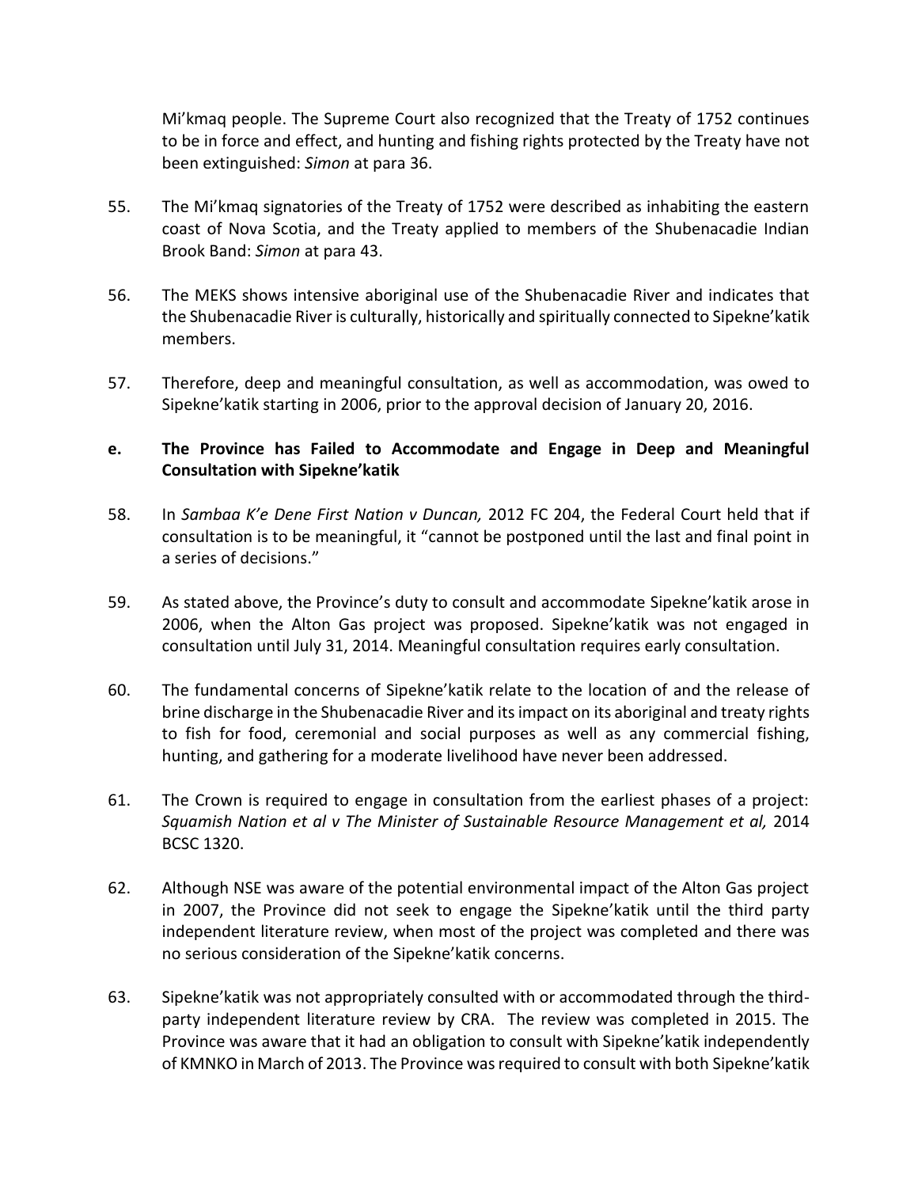Mi'kmaq people. The Supreme Court also recognized that the Treaty of 1752 continues to be in force and effect, and hunting and fishing rights protected by the Treaty have not been extinguished: *Simon* at para 36.

55. The Mi'kmaq signatories of the Treaty of 1752 were described as inhabiting the eastern coast of Nova Scotia, and the Treaty applied to members of the Shubenacadie Indian Brook Band: *Simon* at para 43.

56. The MEKS shows intensive aboriginal use of the Shubenacadie River and indicates that the Shubenacadie River is culturally, historically and spiritually connected to Sipekne'katik members.

57. Therefore, deep and meaningful consultation, as well as accommodation, was owed to Sipekne'katik starting in 2006, prior to the approval decision of January 20, 2016.

**e. The Province has Failed to Accommodate and Engage in Deep and Meaningful Consultation with Sipekne'katik**

58. In *Sambaa K'e Dene First Nation v Duncan,* 2012 FC 204, the Federal Court held that if consultation is to be meaningful, it "cannot be postponed until the last and final point in a series of decisions."

59. As stated above, the Province's duty to consult and accommodate Sipekne'katik arose in 2006, when the Alton Gas project was proposed. Sipekne'katik was not engaged in consultation until July 31, 2014. Meaningful consultation requires early consultation.

60. The fundamental concerns of Sipekne'katik relate to the location of and the release of brine discharge in the Shubenacadie River and its impact on its aboriginal and treaty rights to fish for food, ceremonial and social purposes as well as any commercial fishing, hunting, and gathering for a moderate livelihood have never been addressed.

61. The Crown is required to engage in consultation from the earliest phases of a project: *Squamish Nation et al v The Minister of Sustainable Resource Management et al,* 2014 BCSC 1320.

62. Although NSE was aware of the potential environmental impact of the Alton Gas project in 2007, the Province did not seek to engage the Sipekne'katik until the third party independent literature review, when most of the project was completed and there was no serious consideration of the Sipekne'katik concerns.

63. Sipekne'katik was not appropriately consulted with or accommodated through the third-party independent literature review by CRA. The review was completed in 2015. The Province was aware that it had an obligation to consult with Sipekne'katik independently of KMNKO in March of 2013. The Province was required to consult with both Sipekne'katik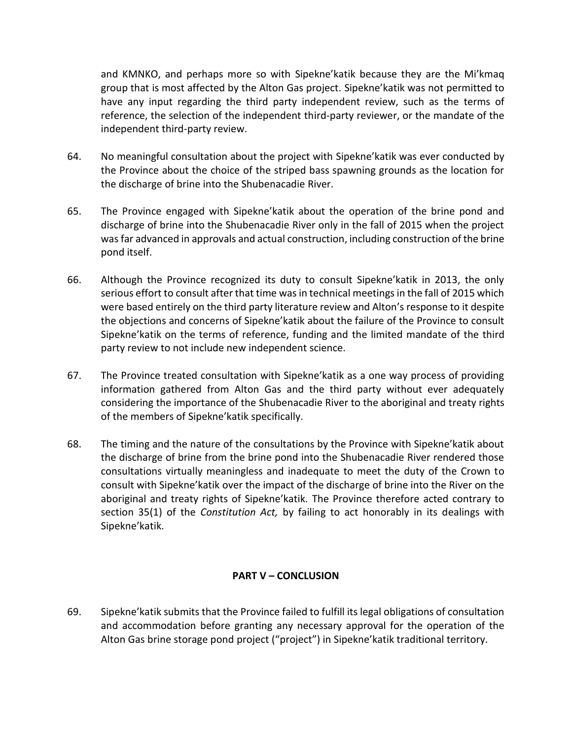and KMNKO, and perhaps more so with Sipekne'katik because they are the Mi'kmaq group that is most affected by the Alton Gas project. Sipekne'katik was not permitted to have any input regarding the third party independent review, such as the terms of reference, the selection of the independent third-party reviewer, or the mandate of the independent third-party review.

64. No meaningful consultation about the project with Sipekne'katik was ever conducted by the Province about the choice of the striped bass spawning grounds as the location for the discharge of brine into the Shubenacadie River.

65. The Province engaged with Sipekne'katik about the operation of the brine pond and discharge of brine into the Shubenacadie River only in the fall of 2015 when the project was far advanced in approvals and actual construction, including construction of the brine pond itself.

66. Although the Province recognized its duty to consult Sipekne'katik in 2013, the only serious effort to consult after that time was in technical meetings in the fall of 2015 which were based entirely on the third party literature review and Alton's response to it despite the objections and concerns of Sipekne'katik about the failure of the Province to consult Sipekne'katik on the terms of reference, funding and the limited mandate of the third party review to not include new independent science.

67. The Province treated consultation with Sipekne'katik as a one way process of providing information gathered from Alton Gas and the third party without ever adequately considering the importance of the Shubenacadie River to the aboriginal and treaty rights of the members of Sipekne'katik specifically.

68. The timing and the nature of the consultations by the Province with Sipekne'katik about the discharge of brine from the brine pond into the Shubenacadie River rendered those consultations virtually meaningless and inadequate to meet the duty of the Crown to consult with Sipekne'katik over the impact of the discharge of brine into the River on the aboriginal and treaty rights of Sipekne'katik. The Province therefore acted contrary to section 35(1) of the *Constitution Act,* by failing to act honorably in its dealings with Sipekne'katik.

## PART V – CONCLUSION

69. Sipekne'katik submits that the Province failed to fulfill its legal obligations of consultation and accommodation before granting any necessary approval for the operation of the Alton Gas brine storage pond project ("project") in Sipekne'katik traditional territory.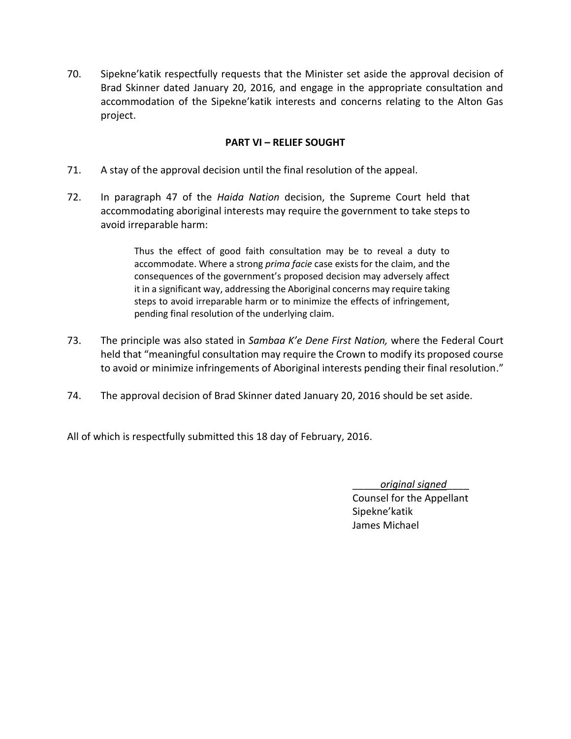70. Sipekne'katik respectfully requests that the Minister set aside the approval decision of Brad Skinner dated January 20, 2016, and engage in the appropriate consultation and accommodation of the Sipekne'katik interests and concerns relating to the Alton Gas project.

**PART VI – RELIEF SOUGHT**

71. A stay of the approval decision until the final resolution of the appeal.

72. In paragraph 47 of the *Haida Nation* decision, the Supreme Court held that accommodating aboriginal interests may require the government to take steps to avoid irreparable harm:

> Thus the effect of good faith consultation may be to reveal a duty to accommodate. Where a strong *prima facie* case exists for the claim, and the consequences of the government's proposed decision may adversely affect it in a significant way, addressing the Aboriginal concerns may require taking steps to avoid irreparable harm or to minimize the effects of infringement, pending final resolution of the underlying claim.

73. The principle was also stated in *Sambaa K'e Dene First Nation,* where the Federal Court held that "meaningful consultation may require the Crown to modify its proposed course to avoid or minimize infringements of Aboriginal interests pending their final resolution."

74. The approval decision of Brad Skinner dated January 20, 2016 should be set aside.

All of which is respectfully submitted this 18 day of February, 2016.

_____*original signed*____
Counsel for the Appellant
Sipekne'katik
James Michael